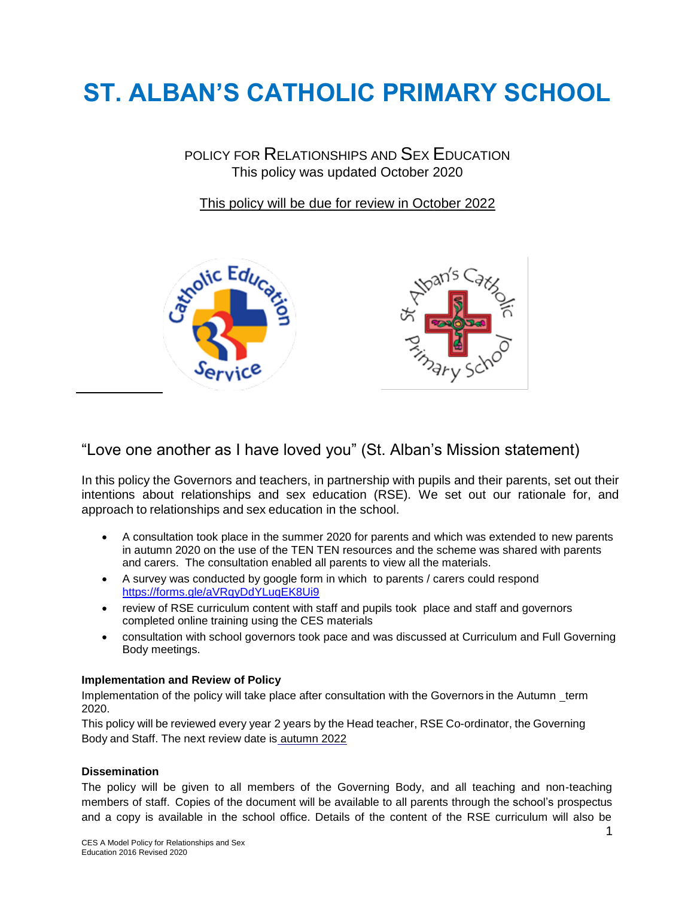# ST. ALBAN'S CATHOLIC PRIMARY SCHOOL

POLICY FOR RELATIONSHIPS AND SEX EDUCATION

This policy was updated October 2020

This policy will be due for review in October 2022

"Love one another as I have loved you" (St. Alban's Mission statement)

In this policy the Governors and teachers, in partnership with pupils and their parents, set out their intentions about relationships and sex education (RSE). We set out our rationale for, and approach to relationships and sex education in the school.

- A consultation took place in the summer 2020 for parents and which was extended to new parents in autumn 2020 on the use of the TEN TEN resources and the scheme was shared with parents and carers. The consultation enabled all parents to view all the materials.
- A survey was conducted by google form in which to parents / carers could respond https://forms.gle/aVRqyDdYLuqEK8Ui9
- review of RSE curriculum content with staff and pupils took place and staff and governors completed online training using the CES materials
- consultation with school governors took pace and was discussed at Curriculum and Full Governing Body meetings.

**Implementation and Review of Policy**

Implementation of the policy will take place after consultation with the Governors in the Autumn _term 2020.

This policy will be reviewed every year 2 years by the Head teacher, RSE Co-ordinator, the Governing Body and Staff. The next review date is autumn 2022

**Dissemination**

The policy will be given to all members of the Governing Body, and all teaching and non-teaching members of staff. Copies of the document will be available to all parents through the school's prospectus and a copy is available in the school office. Details of the content of the RSE curriculum will also be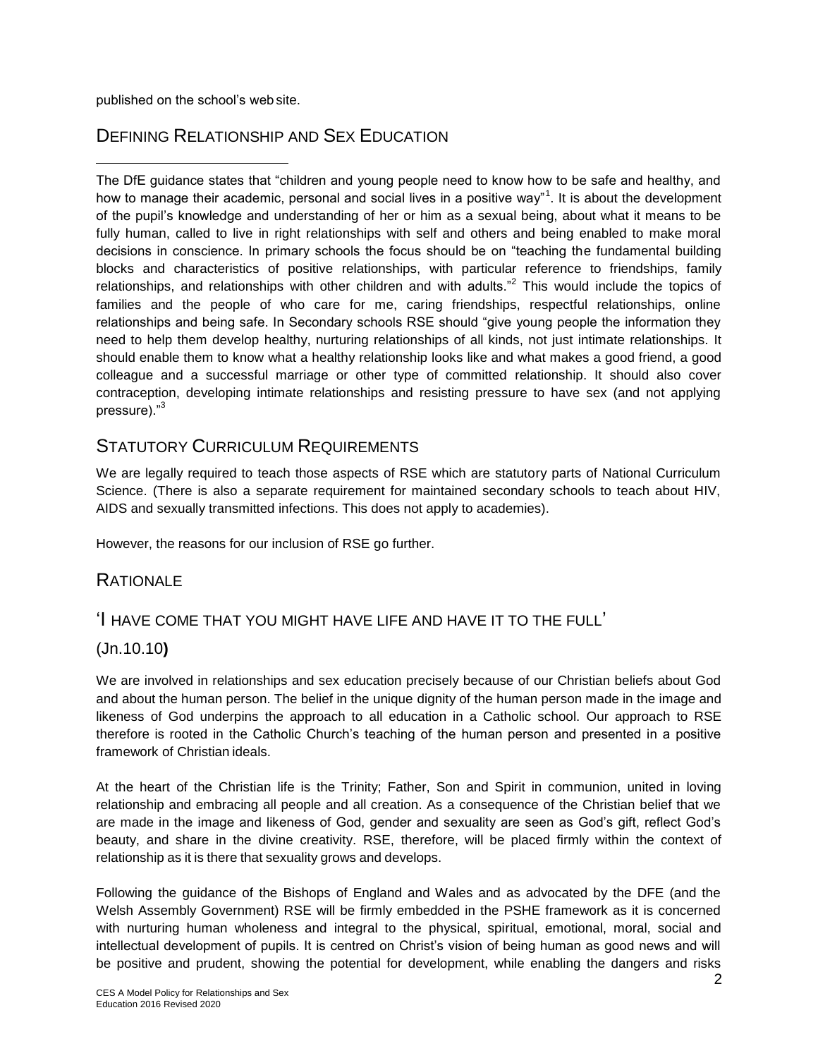published on the school's web site.

## DEFINING RELATIONSHIP AND SEX EDUCATION

The DfE guidance states that "children and young people need to know how to be safe and healthy, and how to manage their academic, personal and social lives in a positive way"[1]. It is about the development of the pupil's knowledge and understanding of her or him as a sexual being, about what it means to be fully human, called to live in right relationships with self and others and being enabled to make moral decisions in conscience. In primary schools the focus should be on "teaching the fundamental building blocks and characteristics of positive relationships, with particular reference to friendships, family relationships, and relationships with other children and with adults."[2] This would include the topics of families and the people of who care for me, caring friendships, respectful relationships, online relationships and being safe. In Secondary schools RSE should "give young people the information they need to help them develop healthy, nurturing relationships of all kinds, not just intimate relationships. It should enable them to know what a healthy relationship looks like and what makes a good friend, a good colleague and a successful marriage or other type of committed relationship. It should also cover contraception, developing intimate relationships and resisting pressure to have sex (and not applying pressure)."[3]

## STATUTORY CURRICULUM REQUIREMENTS

We are legally required to teach those aspects of RSE which are statutory parts of National Curriculum Science. (There is also a separate requirement for maintained secondary schools to teach about HIV, AIDS and sexually transmitted infections. This does not apply to academies).

However, the reasons for our inclusion of RSE go further.

## RATIONALE

### 'I HAVE COME THAT YOU MIGHT HAVE LIFE AND HAVE IT TO THE FULL'

### (Jn.10.10)

We are involved in relationships and sex education precisely because of our Christian beliefs about God and about the human person. The belief in the unique dignity of the human person made in the image and likeness of God underpins the approach to all education in a Catholic school. Our approach to RSE therefore is rooted in the Catholic Church's teaching of the human person and presented in a positive framework of Christian ideals.

At the heart of the Christian life is the Trinity; Father, Son and Spirit in communion, united in loving relationship and embracing all people and all creation. As a consequence of the Christian belief that we are made in the image and likeness of God, gender and sexuality are seen as God's gift, reflect God's beauty, and share in the divine creativity. RSE, therefore, will be placed firmly within the context of relationship as it is there that sexuality grows and develops.

Following the guidance of the Bishops of England and Wales and as advocated by the DFE (and the Welsh Assembly Government) RSE will be firmly embedded in the PSHE framework as it is concerned with nurturing human wholeness and integral to the physical, spiritual, emotional, moral, social and intellectual development of pupils. It is centred on Christ's vision of being human as good news and will be positive and prudent, showing the potential for development, while enabling the dangers and risks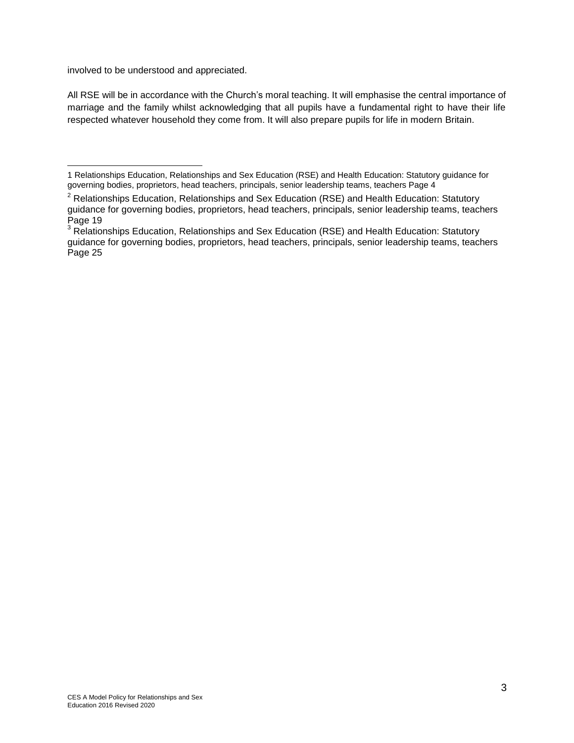involved to be understood and appreciated.

All RSE will be in accordance with the Church's moral teaching. It will emphasise the central importance of marriage and the family whilst acknowledging that all pupils have a fundamental right to have their life respected whatever household they come from. It will also prepare pupils for life in modern Britain.

---

[1] Relationships Education, Relationships and Sex Education (RSE) and Health Education: Statutory guidance for governing bodies, proprietors, head teachers, principals, senior leadership teams, teachers Page 4

[2] Relationships Education, Relationships and Sex Education (RSE) and Health Education: Statutory guidance for governing bodies, proprietors, head teachers, principals, senior leadership teams, teachers Page 19

[3] Relationships Education, Relationships and Sex Education (RSE) and Health Education: Statutory guidance for governing bodies, proprietors, head teachers, principals, senior leadership teams, teachers Page 25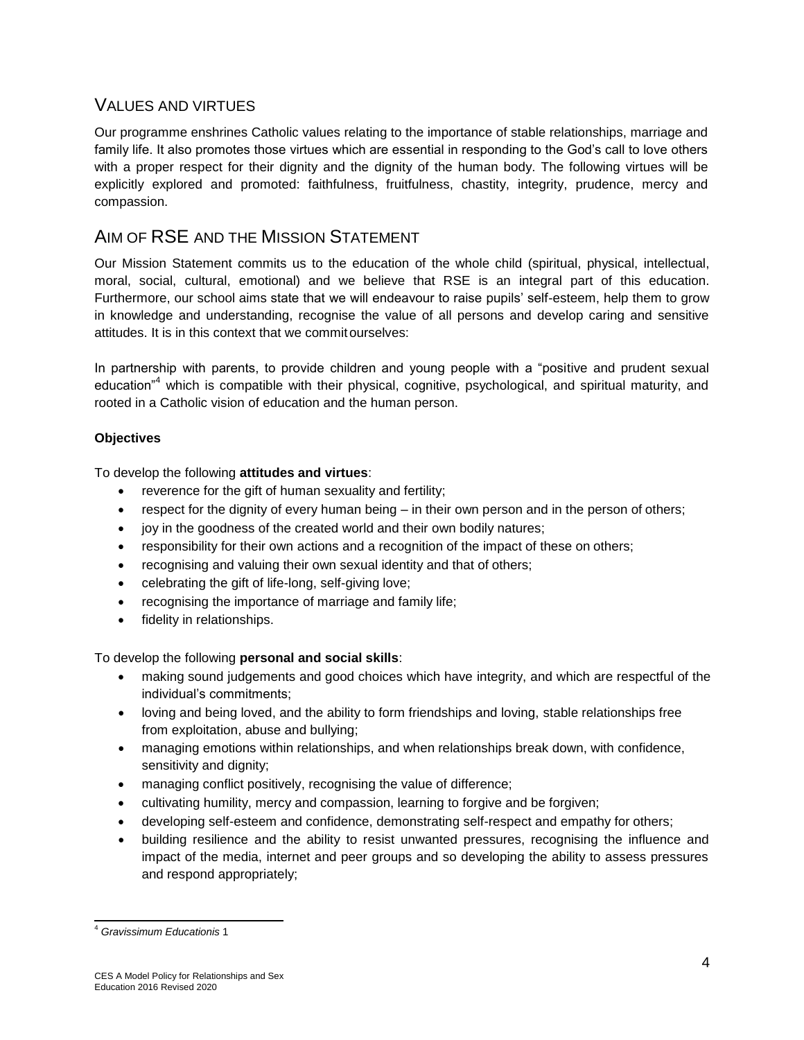## Values and virtues

Our programme enshrines Catholic values relating to the importance of stable relationships, marriage and family life. It also promotes those virtues which are essential in responding to the God's call to love others with a proper respect for their dignity and the dignity of the human body. The following virtues will be explicitly explored and promoted: faithfulness, fruitfulness, chastity, integrity, prudence, mercy and compassion.

## Aim of RSE and the Mission Statement

Our Mission Statement commits us to the education of the whole child (spiritual, physical, intellectual, moral, social, cultural, emotional) and we believe that RSE is an integral part of this education. Furthermore, our school aims state that we will endeavour to raise pupils' self-esteem, help them to grow in knowledge and understanding, recognise the value of all persons and develop caring and sensitive attitudes. It is in this context that we commit ourselves:

In partnership with parents, to provide children and young people with a "positive and prudent sexual education"[4] which is compatible with their physical, cognitive, psychological, and spiritual maturity, and rooted in a Catholic vision of education and the human person.

**Objectives**

To develop the following **attitudes and virtues**:

- reverence for the gift of human sexuality and fertility;
- respect for the dignity of every human being – in their own person and in the person of others;
- joy in the goodness of the created world and their own bodily natures;
- responsibility for their own actions and a recognition of the impact of these on others;
- recognising and valuing their own sexual identity and that of others;
- celebrating the gift of life-long, self-giving love;
- recognising the importance of marriage and family life;
- fidelity in relationships.

To develop the following **personal and social skills**:

- making sound judgements and good choices which have integrity, and which are respectful of the individual's commitments;
- loving and being loved, and the ability to form friendships and loving, stable relationships free from exploitation, abuse and bullying;
- managing emotions within relationships, and when relationships break down, with confidence, sensitivity and dignity;
- managing conflict positively, recognising the value of difference;
- cultivating humility, mercy and compassion, learning to forgive and be forgiven;
- developing self-esteem and confidence, demonstrating self-respect and empathy for others;
- building resilience and the ability to resist unwanted pressures, recognising the influence and impact of the media, internet and peer groups and so developing the ability to assess pressures and respond appropriately;

[4] *Gravissimum Educationis* 1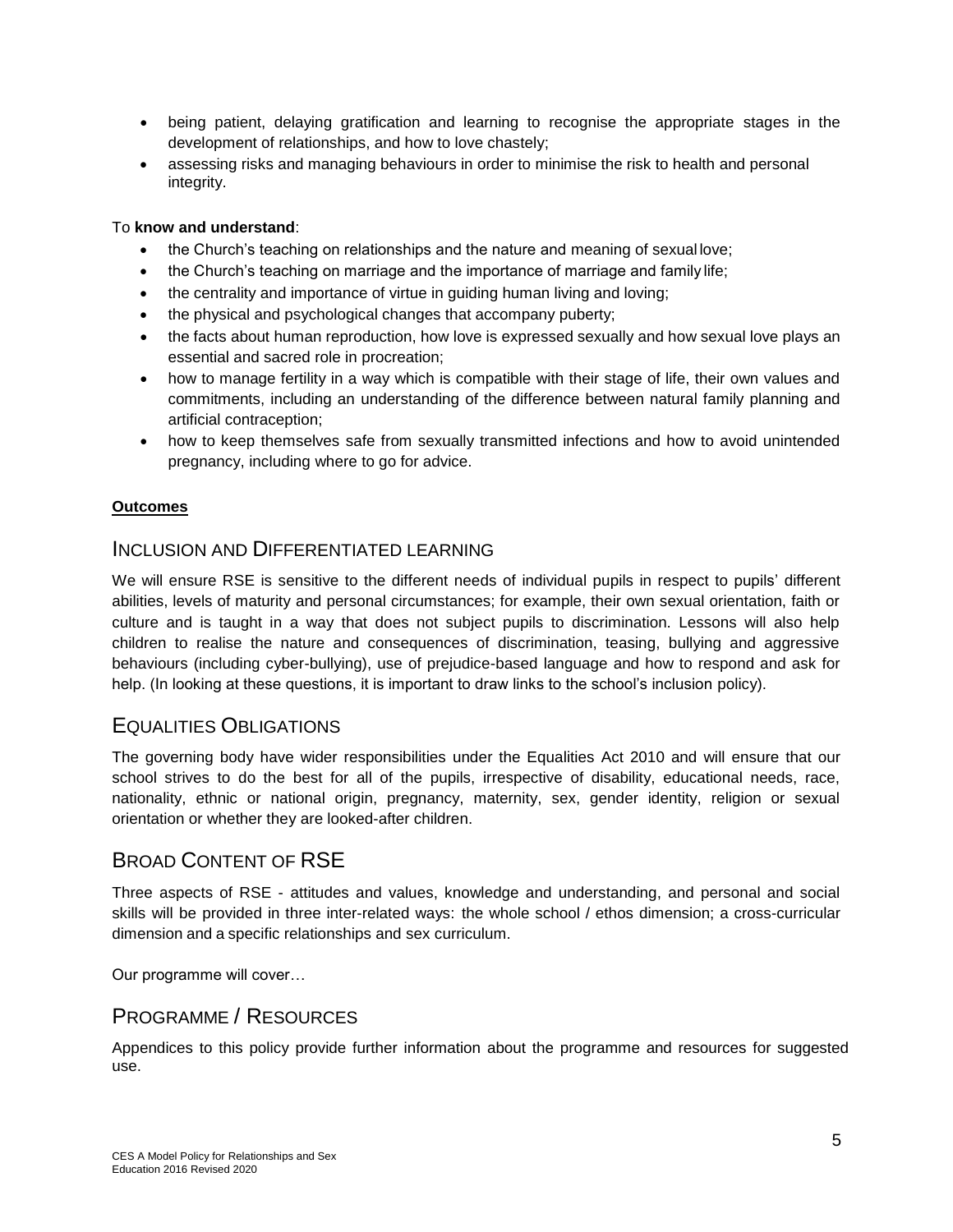- being patient, delaying gratification and learning to recognise the appropriate stages in the development of relationships, and how to love chastely;
- assessing risks and managing behaviours in order to minimise the risk to health and personal integrity.

To **know and understand**:

- the Church's teaching on relationships and the nature and meaning of sexual love;
- the Church's teaching on marriage and the importance of marriage and family life;
- the centrality and importance of virtue in guiding human living and loving;
- the physical and psychological changes that accompany puberty;
- the facts about human reproduction, how love is expressed sexually and how sexual love plays an essential and sacred role in procreation;
- how to manage fertility in a way which is compatible with their stage of life, their own values and commitments, including an understanding of the difference between natural family planning and artificial contraception;
- how to keep themselves safe from sexually transmitted infections and how to avoid unintended pregnancy, including where to go for advice.

**Outcomes**

## Inclusion and Differentiated Learning

We will ensure RSE is sensitive to the different needs of individual pupils in respect to pupils' different abilities, levels of maturity and personal circumstances; for example, their own sexual orientation, faith or culture and is taught in a way that does not subject pupils to discrimination. Lessons will also help children to realise the nature and consequences of discrimination, teasing, bullying and aggressive behaviours (including cyber-bullying), use of prejudice-based language and how to respond and ask for help. (In looking at these questions, it is important to draw links to the school's inclusion policy).

## Equalities Obligations

The governing body have wider responsibilities under the Equalities Act 2010 and will ensure that our school strives to do the best for all of the pupils, irrespective of disability, educational needs, race, nationality, ethnic or national origin, pregnancy, maternity, sex, gender identity, religion or sexual orientation or whether they are looked-after children.

## Broad Content of RSE

Three aspects of RSE - attitudes and values, knowledge and understanding, and personal and social skills will be provided in three inter-related ways: the whole school / ethos dimension; a cross-curricular dimension and a specific relationships and sex curriculum.

Our programme will cover…

## Programme / Resources

Appendices to this policy provide further information about the programme and resources for suggested use.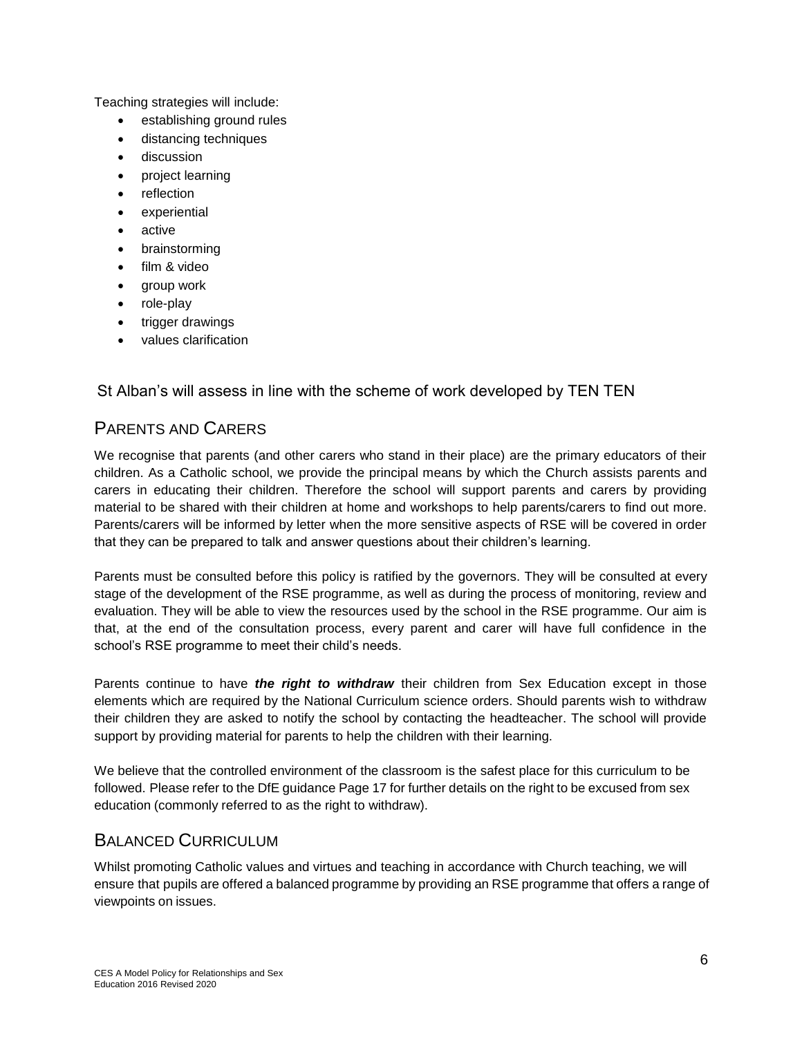Teaching strategies will include:

- establishing ground rules
- distancing techniques
- discussion
- project learning
- reflection
- experiential
- active
- brainstorming
- film & video
- group work
- role-play
- trigger drawings
- values clarification

St Alban's will assess in line with the scheme of work developed by TEN TEN

## PARENTS AND CARERS

We recognise that parents (and other carers who stand in their place) are the primary educators of their children. As a Catholic school, we provide the principal means by which the Church assists parents and carers in educating their children. Therefore the school will support parents and carers by providing material to be shared with their children at home and workshops to help parents/carers to find out more. Parents/carers will be informed by letter when the more sensitive aspects of RSE will be covered in order that they can be prepared to talk and answer questions about their children's learning.

Parents must be consulted before this policy is ratified by the governors. They will be consulted at every stage of the development of the RSE programme, as well as during the process of monitoring, review and evaluation. They will be able to view the resources used by the school in the RSE programme. Our aim is that, at the end of the consultation process, every parent and carer will have full confidence in the school's RSE programme to meet their child's needs.

Parents continue to have ***the right to withdraw*** their children from Sex Education except in those elements which are required by the National Curriculum science orders. Should parents wish to withdraw their children they are asked to notify the school by contacting the headteacher. The school will provide support by providing material for parents to help the children with their learning.

We believe that the controlled environment of the classroom is the safest place for this curriculum to be followed. Please refer to the DfE guidance Page 17 for further details on the right to be excused from sex education (commonly referred to as the right to withdraw).

## BALANCED CURRICULUM

Whilst promoting Catholic values and virtues and teaching in accordance with Church teaching, we will ensure that pupils are offered a balanced programme by providing an RSE programme that offers a range of viewpoints on issues.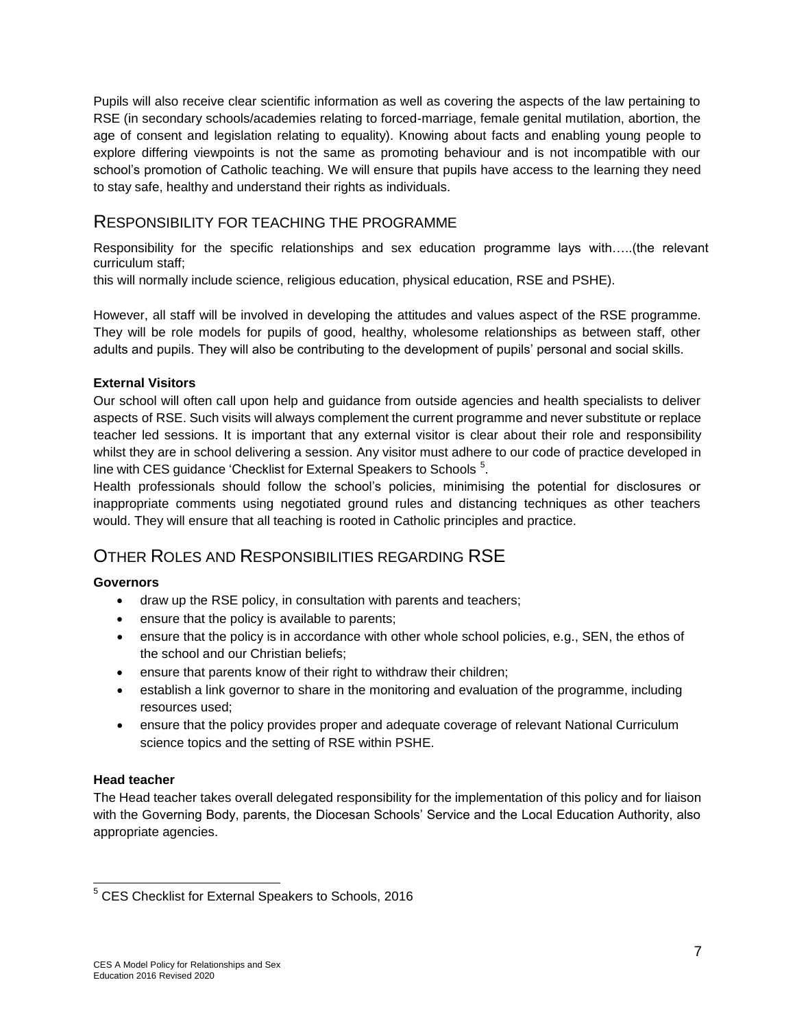Pupils will also receive clear scientific information as well as covering the aspects of the law pertaining to RSE (in secondary schools/academies relating to forced-marriage, female genital mutilation, abortion, the age of consent and legislation relating to equality). Knowing about facts and enabling young people to explore differing viewpoints is not the same as promoting behaviour and is not incompatible with our school's promotion of Catholic teaching. We will ensure that pupils have access to the learning they need to stay safe, healthy and understand their rights as individuals.

## Responsibility for teaching the programme

Responsibility for the specific relationships and sex education programme lays with…..(the relevant curriculum staff;
this will normally include science, religious education, physical education, RSE and PSHE).

However, all staff will be involved in developing the attitudes and values aspect of the RSE programme. They will be role models for pupils of good, healthy, wholesome relationships as between staff, other adults and pupils. They will also be contributing to the development of pupils' personal and social skills.

**External Visitors**

Our school will often call upon help and guidance from outside agencies and health specialists to deliver aspects of RSE. Such visits will always complement the current programme and never substitute or replace teacher led sessions. It is important that any external visitor is clear about their role and responsibility whilst they are in school delivering a session. Any visitor must adhere to our code of practice developed in line with CES guidance 'Checklist for External Speakers to Schools [5].

Health professionals should follow the school's policies, minimising the potential for disclosures or inappropriate comments using negotiated ground rules and distancing techniques as other teachers would. They will ensure that all teaching is rooted in Catholic principles and practice.

## Other Roles and Responsibilities regarding RSE

**Governors**

- draw up the RSE policy, in consultation with parents and teachers;
- ensure that the policy is available to parents;
- ensure that the policy is in accordance with other whole school policies, e.g., SEN, the ethos of the school and our Christian beliefs;
- ensure that parents know of their right to withdraw their children;
- establish a link governor to share in the monitoring and evaluation of the programme, including resources used;
- ensure that the policy provides proper and adequate coverage of relevant National Curriculum science topics and the setting of RSE within PSHE.

**Head teacher**

The Head teacher takes overall delegated responsibility for the implementation of this policy and for liaison with the Governing Body, parents, the Diocesan Schools' Service and the Local Education Authority, also appropriate agencies.

[5] CES Checklist for External Speakers to Schools, 2016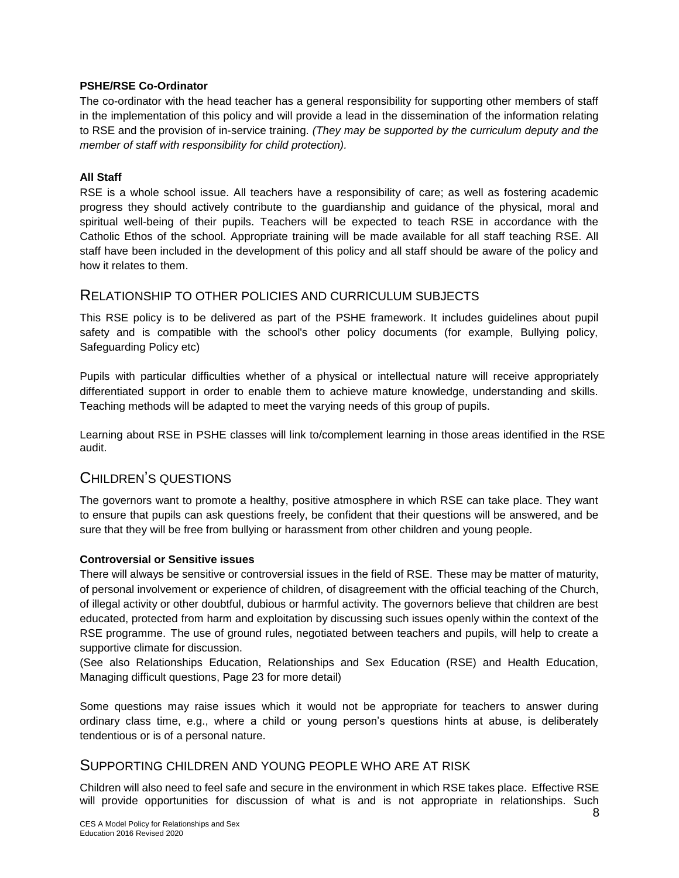**PSHE/RSE Co-Ordinator**

The co-ordinator with the head teacher has a general responsibility for supporting other members of staff in the implementation of this policy and will provide a lead in the dissemination of the information relating to RSE and the provision of in-service training. *(They may be supported by the curriculum deputy and the member of staff with responsibility for child protection).*

**All Staff**

RSE is a whole school issue. All teachers have a responsibility of care; as well as fostering academic progress they should actively contribute to the guardianship and guidance of the physical, moral and spiritual well-being of their pupils. Teachers will be expected to teach RSE in accordance with the Catholic Ethos of the school. Appropriate training will be made available for all staff teaching RSE. All staff have been included in the development of this policy and all staff should be aware of the policy and how it relates to them.

## RELATIONSHIP TO OTHER POLICIES AND CURRICULUM SUBJECTS

This RSE policy is to be delivered as part of the PSHE framework. It includes guidelines about pupil safety and is compatible with the school's other policy documents (for example, Bullying policy, Safeguarding Policy etc)

Pupils with particular difficulties whether of a physical or intellectual nature will receive appropriately differentiated support in order to enable them to achieve mature knowledge, understanding and skills. Teaching methods will be adapted to meet the varying needs of this group of pupils.

Learning about RSE in PSHE classes will link to/complement learning in those areas identified in the RSE audit.

## CHILDREN'S QUESTIONS

The governors want to promote a healthy, positive atmosphere in which RSE can take place. They want to ensure that pupils can ask questions freely, be confident that their questions will be answered, and be sure that they will be free from bullying or harassment from other children and young people.

**Controversial or Sensitive issues**

There will always be sensitive or controversial issues in the field of RSE. These may be matter of maturity, of personal involvement or experience of children, of disagreement with the official teaching of the Church, of illegal activity or other doubtful, dubious or harmful activity. The governors believe that children are best educated, protected from harm and exploitation by discussing such issues openly within the context of the RSE programme. The use of ground rules, negotiated between teachers and pupils, will help to create a supportive climate for discussion.
(See also Relationships Education, Relationships and Sex Education (RSE) and Health Education, Managing difficult questions, Page 23 for more detail)

Some questions may raise issues which it would not be appropriate for teachers to answer during ordinary class time, e.g., where a child or young person's questions hints at abuse, is deliberately tendentious or is of a personal nature.

## SUPPORTING CHILDREN AND YOUNG PEOPLE WHO ARE AT RISK

Children will also need to feel safe and secure in the environment in which RSE takes place. Effective RSE will provide opportunities for discussion of what is and is not appropriate in relationships. Such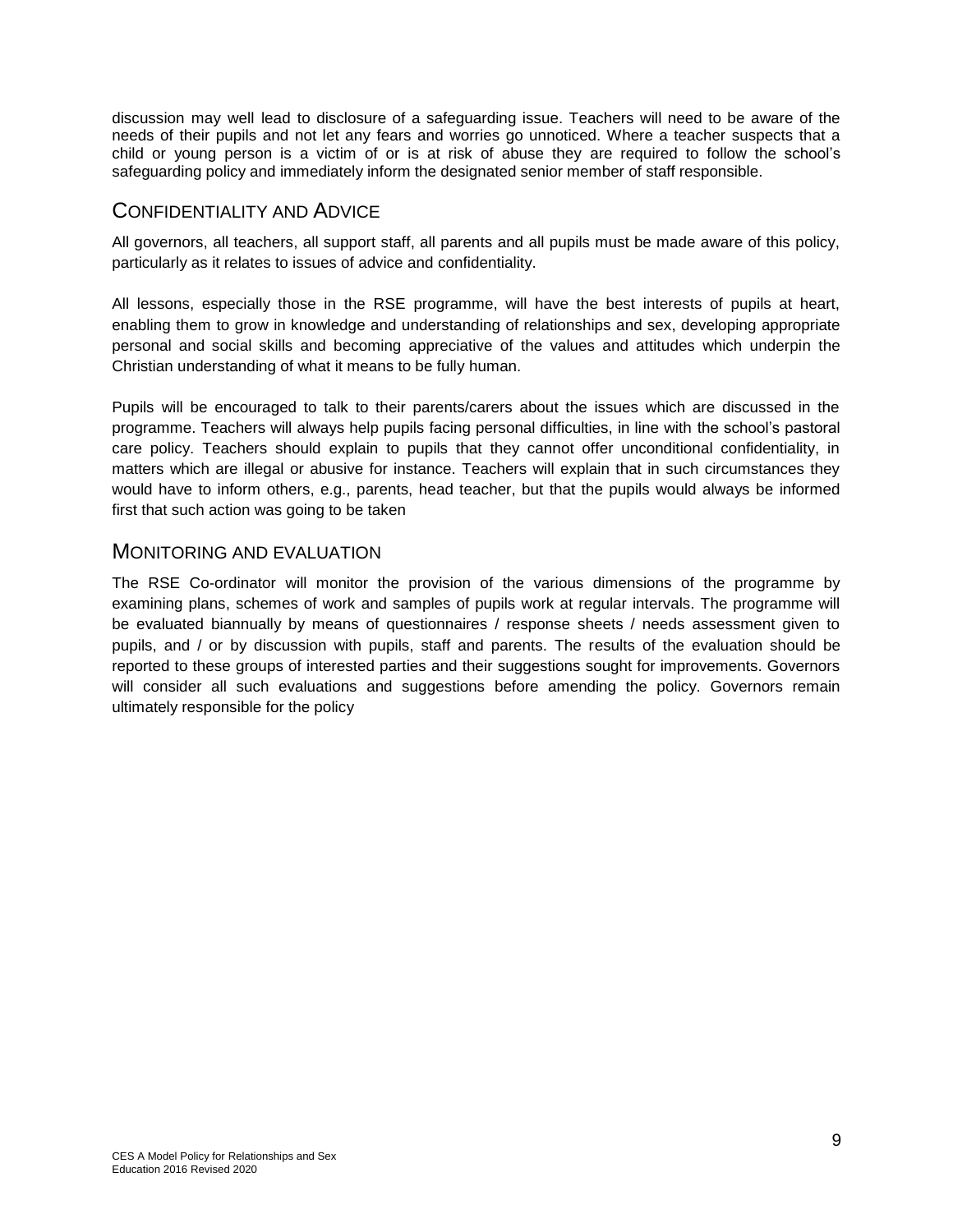discussion may well lead to disclosure of a safeguarding issue. Teachers will need to be aware of the needs of their pupils and not let any fears and worries go unnoticed. Where a teacher suspects that a child or young person is a victim of or is at risk of abuse they are required to follow the school's safeguarding policy and immediately inform the designated senior member of staff responsible.

## Confidentiality and Advice

All governors, all teachers, all support staff, all parents and all pupils must be made aware of this policy, particularly as it relates to issues of advice and confidentiality.

All lessons, especially those in the RSE programme, will have the best interests of pupils at heart, enabling them to grow in knowledge and understanding of relationships and sex, developing appropriate personal and social skills and becoming appreciative of the values and attitudes which underpin the Christian understanding of what it means to be fully human.

Pupils will be encouraged to talk to their parents/carers about the issues which are discussed in the programme. Teachers will always help pupils facing personal difficulties, in line with the school's pastoral care policy. Teachers should explain to pupils that they cannot offer unconditional confidentiality, in matters which are illegal or abusive for instance. Teachers will explain that in such circumstances they would have to inform others, e.g., parents, head teacher, but that the pupils would always be informed first that such action was going to be taken

## Monitoring and Evaluation

The RSE Co-ordinator will monitor the provision of the various dimensions of the programme by examining plans, schemes of work and samples of pupils work at regular intervals. The programme will be evaluated biannually by means of questionnaires / response sheets / needs assessment given to pupils, and / or by discussion with pupils, staff and parents. The results of the evaluation should be reported to these groups of interested parties and their suggestions sought for improvements. Governors will consider all such evaluations and suggestions before amending the policy. Governors remain ultimately responsible for the policy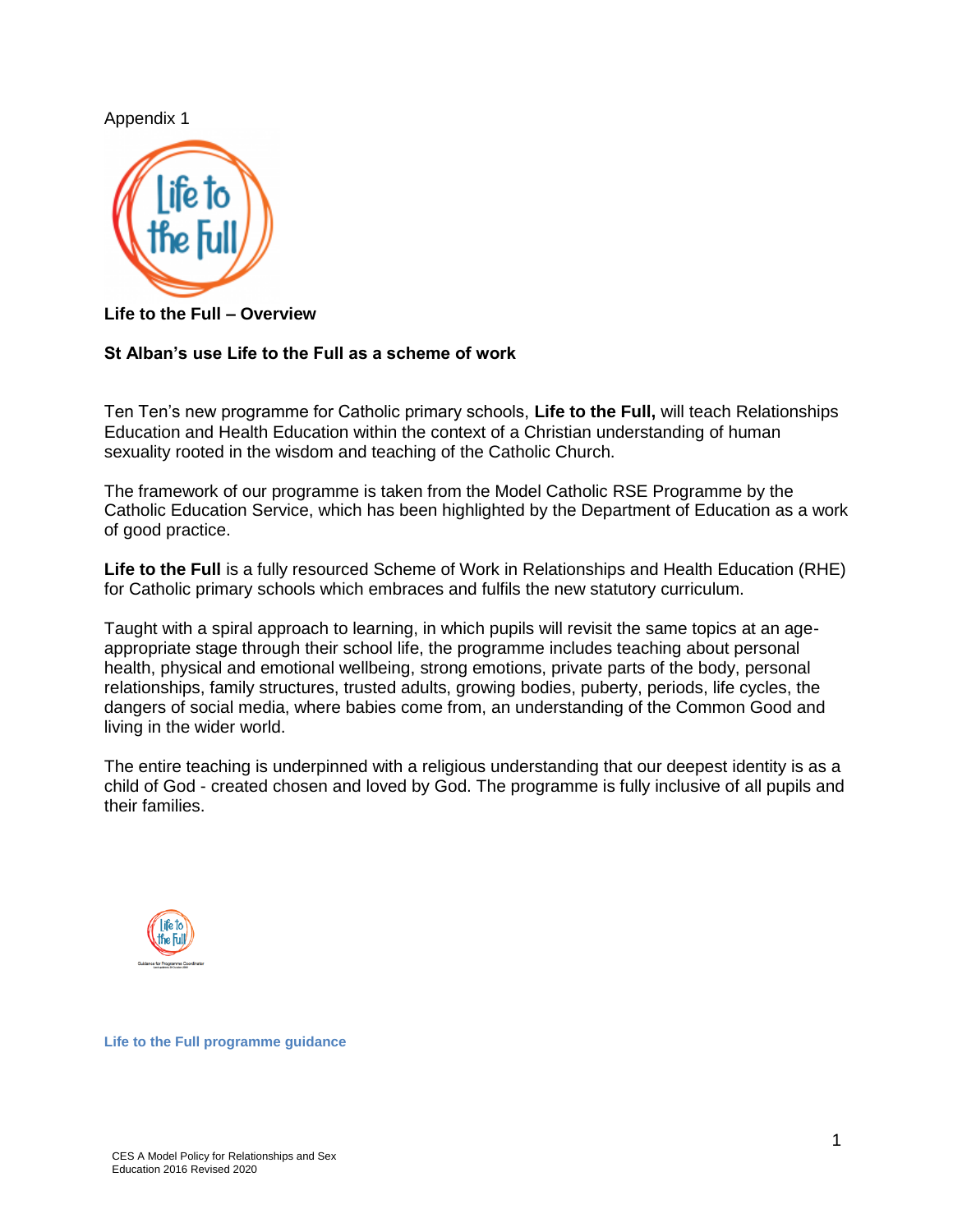Appendix 1

**Life to the Full – Overview**

**St Alban's use Life to the Full as a scheme of work**

Ten Ten's new programme for Catholic primary schools, **Life to the Full,** will teach Relationships Education and Health Education within the context of a Christian understanding of human sexuality rooted in the wisdom and teaching of the Catholic Church.

The framework of our programme is taken from the Model Catholic RSE Programme by the Catholic Education Service, which has been highlighted by the Department of Education as a work of good practice.

**Life to the Full** is a fully resourced Scheme of Work in Relationships and Health Education (RHE) for Catholic primary schools which embraces and fulfils the new statutory curriculum.

Taught with a spiral approach to learning, in which pupils will revisit the same topics at an age-appropriate stage through their school life, the programme includes teaching about personal health, physical and emotional wellbeing, strong emotions, private parts of the body, personal relationships, family structures, trusted adults, growing bodies, puberty, periods, life cycles, the dangers of social media, where babies come from, an understanding of the Common Good and living in the wider world.

The entire teaching is underpinned with a religious understanding that our deepest identity is as a child of God - created chosen and loved by God. The programme is fully inclusive of all pupils and their families.

**Life to the Full programme guidance**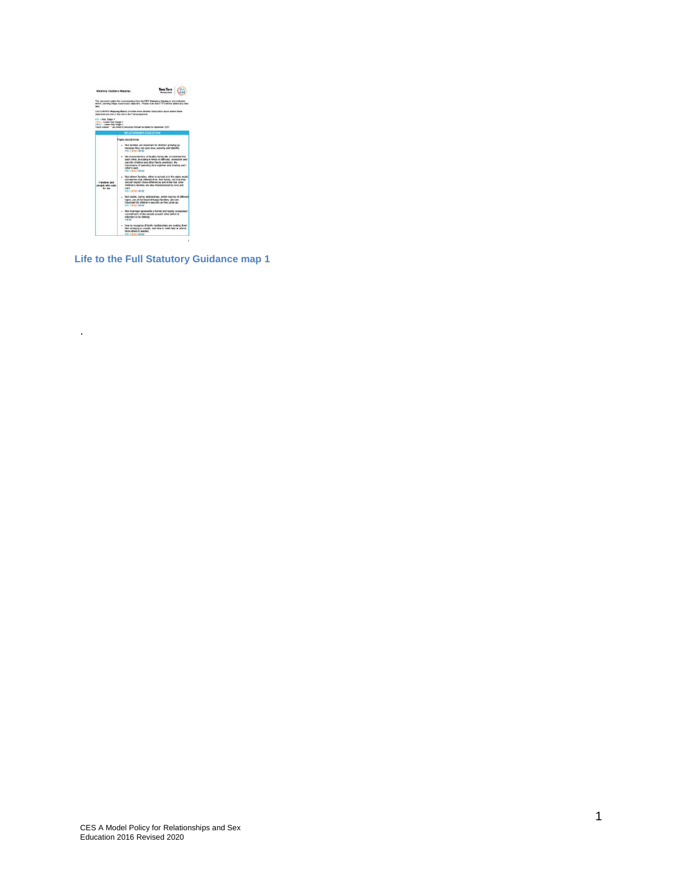**Life to the Full Statutory Guidance map 1**

.